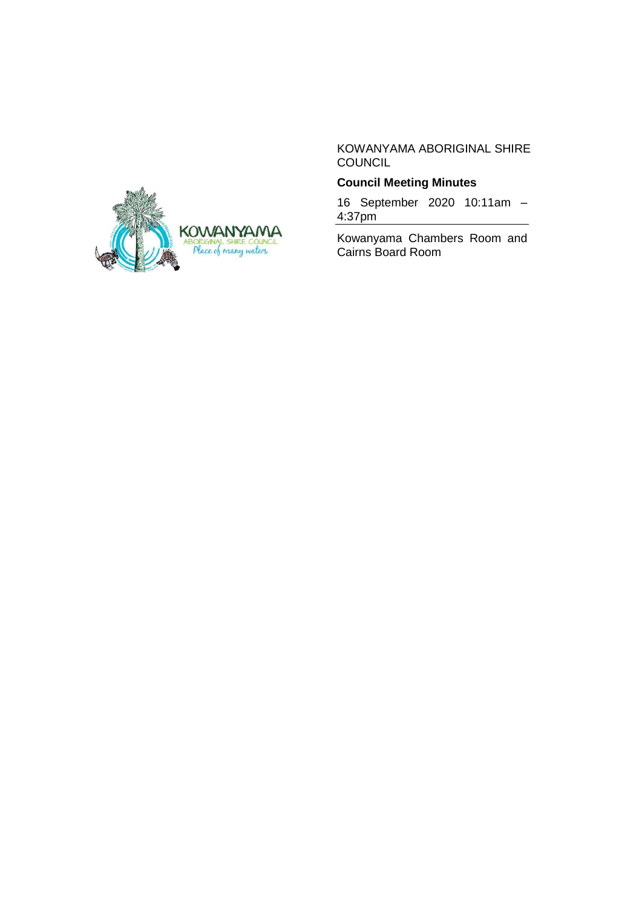KOWANYAMA ABORIGINAL SHIRE COUNCIL

**Council Meeting Minutes**

16 September 2020 10:11am – 4:37pm

Kowanyama Chambers Room and Cairns Board Room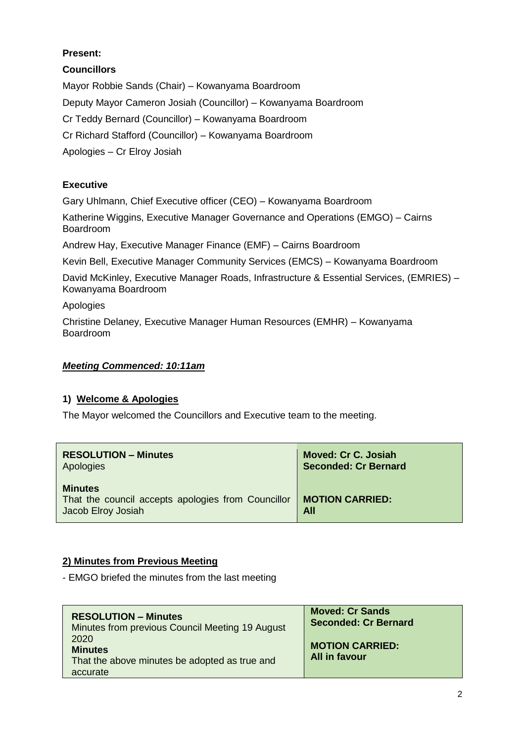**Present:**

**Councillors**

Mayor Robbie Sands (Chair) – Kowanyama Boardroom

Deputy Mayor Cameron Josiah (Councillor) – Kowanyama Boardroom

Cr Teddy Bernard (Councillor) – Kowanyama Boardroom

Cr Richard Stafford (Councillor) – Kowanyama Boardroom

Apologies – Cr Elroy Josiah

**Executive**

Gary Uhlmann, Chief Executive officer (CEO) – Kowanyama Boardroom

Katherine Wiggins, Executive Manager Governance and Operations (EMGO) – Cairns Boardroom

Andrew Hay, Executive Manager Finance (EMF) – Cairns Boardroom

Kevin Bell, Executive Manager Community Services (EMCS) – Kowanyama Boardroom

David McKinley, Executive Manager Roads, Infrastructure & Essential Services, (EMRIES) – Kowanyama Boardroom

Apologies

Christine Delaney, Executive Manager Human Resources (EMHR) – Kowanyama Boardroom

***Meeting Commenced: 10:11am***

**1) Welcome & Apologies**

The Mayor welcomed the Councillors and Executive team to the meeting.

| **RESOLUTION – Minutes**<br>Apologies<br><br>**Minutes**<br>That the council accepts apologies from Councillor Jacob Elroy Josiah | **Moved: Cr C. Josiah**<br>**Seconded: Cr Bernard**<br><br>**MOTION CARRIED:**<br>**All** |
|---|---|

**2) Minutes from Previous Meeting**

- EMGO briefed the minutes from the last meeting

| **RESOLUTION – Minutes**<br>Minutes from previous Council Meeting 19 August 2020<br>**Minutes**<br>That the above minutes be adopted as true and accurate | **Moved: Cr Sands**<br>**Seconded: Cr Bernard**<br><br>**MOTION CARRIED:**<br>**All in favour** |
|---|---|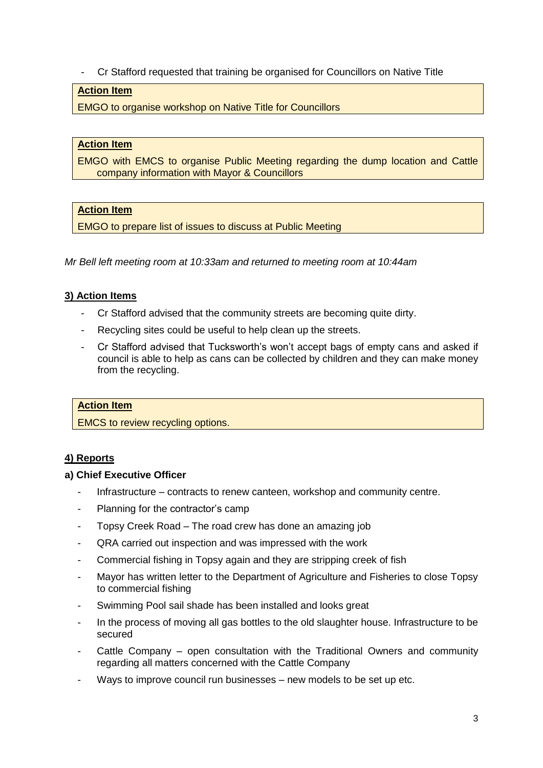- Cr Stafford requested that training be organised for Councillors on Native Title

**Action Item**

EMGO to organise workshop on Native Title for Councillors

**Action Item**

EMGO with EMCS to organise Public Meeting regarding the dump location and Cattle company information with Mayor & Councillors

**Action Item**

EMGO to prepare list of issues to discuss at Public Meeting

*Mr Bell left meeting room at 10:33am and returned to meeting room at 10:44am*

## 3) Action Items

- Cr Stafford advised that the community streets are becoming quite dirty.
- Recycling sites could be useful to help clean up the streets.
- Cr Stafford advised that Tucksworth's won't accept bags of empty cans and asked if council is able to help as cans can be collected by children and they can make money from the recycling.

**Action Item**

EMCS to review recycling options.

## 4) Reports

### a) Chief Executive Officer

- Infrastructure – contracts to renew canteen, workshop and community centre.
- Planning for the contractor's camp
- Topsy Creek Road – The road crew has done an amazing job
- QRA carried out inspection and was impressed with the work
- Commercial fishing in Topsy again and they are stripping creek of fish
- Mayor has written letter to the Department of Agriculture and Fisheries to close Topsy to commercial fishing
- Swimming Pool sail shade has been installed and looks great
- In the process of moving all gas bottles to the old slaughter house. Infrastructure to be secured
- Cattle Company – open consultation with the Traditional Owners and community regarding all matters concerned with the Cattle Company
- Ways to improve council run businesses – new models to be set up etc.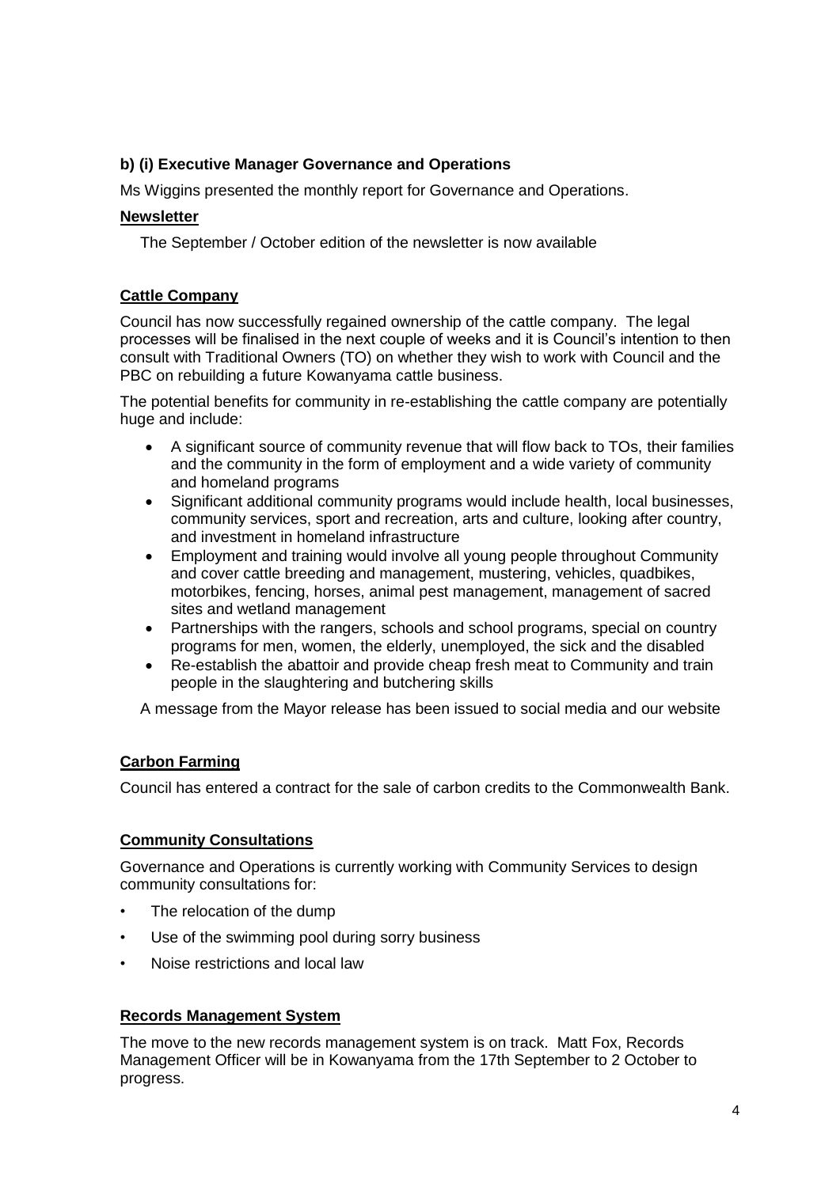### b) (i) Executive Manager Governance and Operations

Ms Wiggins presented the monthly report for Governance and Operations.

**Newsletter**

The September / October edition of the newsletter is now available

**Cattle Company**

Council has now successfully regained ownership of the cattle company. The legal processes will be finalised in the next couple of weeks and it is Council's intention to then consult with Traditional Owners (TO) on whether they wish to work with Council and the PBC on rebuilding a future Kowanyama cattle business.

The potential benefits for community in re-establishing the cattle company are potentially huge and include:

- A significant source of community revenue that will flow back to TOs, their families and the community in the form of employment and a wide variety of community and homeland programs
- Significant additional community programs would include health, local businesses, community services, sport and recreation, arts and culture, looking after country, and investment in homeland infrastructure
- Employment and training would involve all young people throughout Community and cover cattle breeding and management, mustering, vehicles, quadbikes, motorbikes, fencing, horses, animal pest management, management of sacred sites and wetland management
- Partnerships with the rangers, schools and school programs, special on country programs for men, women, the elderly, unemployed, the sick and the disabled
- Re-establish the abattoir and provide cheap fresh meat to Community and train people in the slaughtering and butchering skills

A message from the Mayor release has been issued to social media and our website

**Carbon Farming**

Council has entered a contract for the sale of carbon credits to the Commonwealth Bank.

**Community Consultations**

Governance and Operations is currently working with Community Services to design community consultations for:

- The relocation of the dump
- Use of the swimming pool during sorry business
- Noise restrictions and local law

**Records Management System**

The move to the new records management system is on track. Matt Fox, Records Management Officer will be in Kowanyama from the 17th September to 2 October to progress.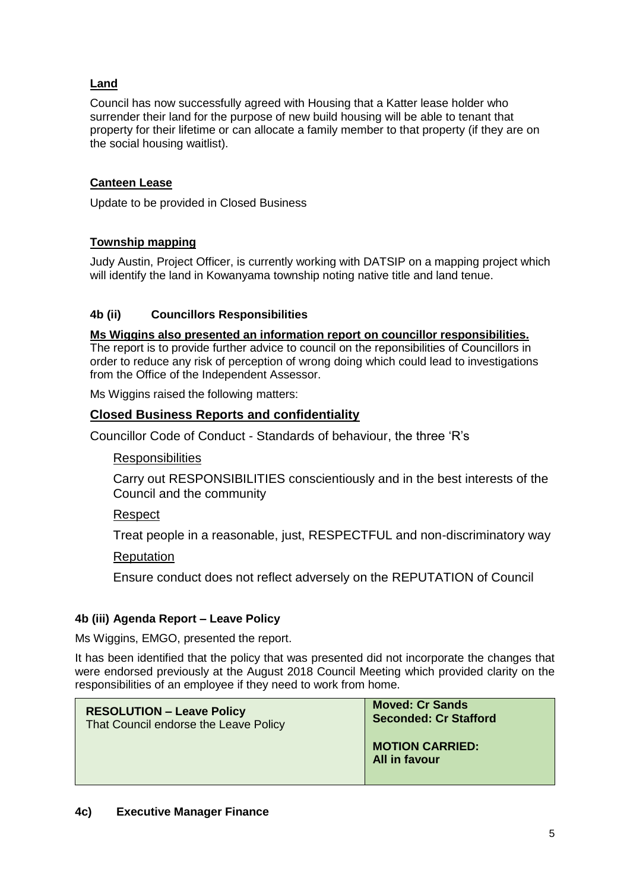**Land**

Council has now successfully agreed with Housing that a Katter lease holder who surrender their land for the purpose of new build housing will be able to tenant that property for their lifetime or can allocate a family member to that property (if they are on the social housing waitlist).

**Canteen Lease**

Update to be provided in Closed Business

**Township mapping**

Judy Austin, Project Officer, is currently working with DATSIP on a mapping project which will identify the land in Kowanyama township noting native title and land tenue.

#### 4b (ii) Councillors Responsibilities

**Ms Wiggins also presented an information report on councillor responsibilities.**
The report is to provide further advice to council on the reponsibilities of Councillors in order to reduce any risk of perception of wrong doing which could lead to investigations from the Office of the Independent Assessor.

Ms Wiggins raised the following matters:

### Closed Business Reports and confidentiality

Councillor Code of Conduct - Standards of behaviour, the three 'R's

Responsibilities

Carry out RESPONSIBILITIES conscientiously and in the best interests of the Council and the community

Respect

Treat people in a reasonable, just, RESPECTFUL and non-discriminatory way

Reputation

Ensure conduct does not reflect adversely on the REPUTATION of Council

#### 4b (iii) Agenda Report – Leave Policy

Ms Wiggins, EMGO, presented the report.

It has been identified that the policy that was presented did not incorporate the changes that were endorsed previously at the August 2018 Council Meeting which provided clarity on the responsibilities of an employee if they need to work from home.

| **RESOLUTION – Leave Policy**<br>That Council endorse the Leave Policy | **Moved: Cr Sands**<br>**Seconded: Cr Stafford**<br><br>**MOTION CARRIED:**<br>**All in favour** |
|---|---|

#### 4c) Executive Manager Finance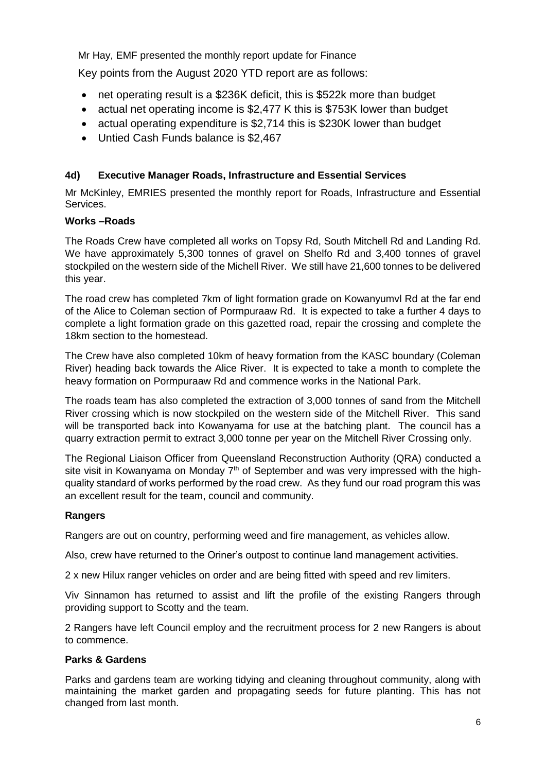Mr Hay, EMF presented the monthly report update for Finance

Key points from the August 2020 YTD report are as follows:

- net operating result is a \$236K deficit, this is \$522k more than budget
- actual net operating income is \$2,477 K this is \$753K lower than budget
- actual operating expenditure is \$2,714 this is \$230K lower than budget
- Untied Cash Funds balance is \$2,467

### 4d) Executive Manager Roads, Infrastructure and Essential Services

Mr McKinley, EMRIES presented the monthly report for Roads, Infrastructure and Essential Services.

**Works –Roads**

The Roads Crew have completed all works on Topsy Rd, South Mitchell Rd and Landing Rd. We have approximately 5,300 tonnes of gravel on Shelfo Rd and 3,400 tonnes of gravel stockpiled on the western side of the Michell River. We still have 21,600 tonnes to be delivered this year.

The road crew has completed 7km of light formation grade on Kowanyumvl Rd at the far end of the Alice to Coleman section of Pormpuraaw Rd. It is expected to take a further 4 days to complete a light formation grade on this gazetted road, repair the crossing and complete the 18km section to the homestead.

The Crew have also completed 10km of heavy formation from the KASC boundary (Coleman River) heading back towards the Alice River. It is expected to take a month to complete the heavy formation on Pormpuraaw Rd and commence works in the National Park.

The roads team has also completed the extraction of 3,000 tonnes of sand from the Mitchell River crossing which is now stockpiled on the western side of the Mitchell River. This sand will be transported back into Kowanyama for use at the batching plant. The council has a quarry extraction permit to extract 3,000 tonne per year on the Mitchell River Crossing only.

The Regional Liaison Officer from Queensland Reconstruction Authority (QRA) conducted a site visit in Kowanyama on Monday 7th of September and was very impressed with the high-quality standard of works performed by the road crew. As they fund our road program this was an excellent result for the team, council and community.

**Rangers**

Rangers are out on country, performing weed and fire management, as vehicles allow.

Also, crew have returned to the Oriner's outpost to continue land management activities.

2 x new Hilux ranger vehicles on order and are being fitted with speed and rev limiters.

Viv Sinnamon has returned to assist and lift the profile of the existing Rangers through providing support to Scotty and the team.

2 Rangers have left Council employ and the recruitment process for 2 new Rangers is about to commence.

**Parks & Gardens**

Parks and gardens team are working tidying and cleaning throughout community, along with maintaining the market garden and propagating seeds for future planting. This has not changed from last month.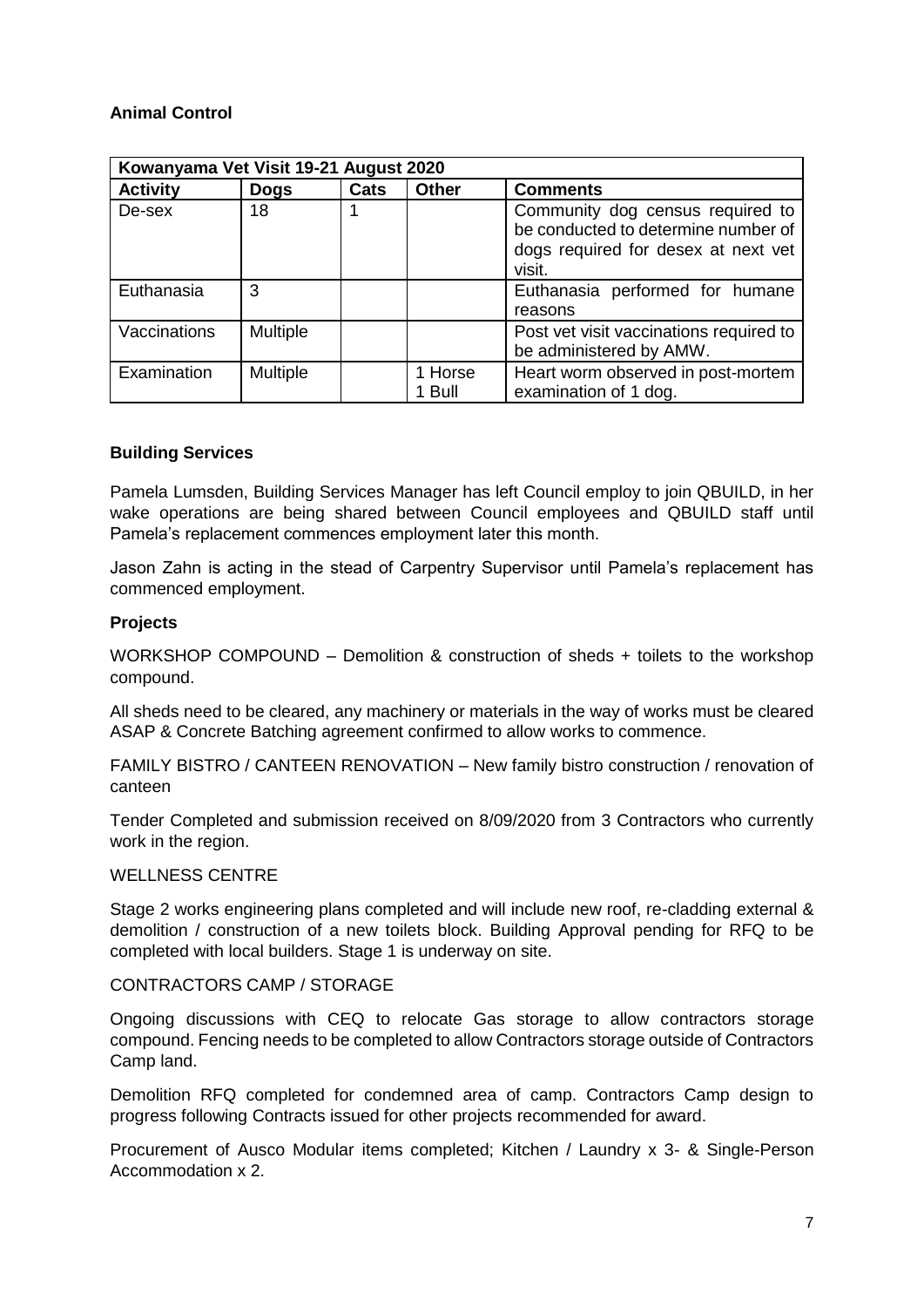**Animal Control**

| Kowanyama Vet Visit 19-21 August 2020 | | | | |
|---|---|---|---|---|
| **Activity** | **Dogs** | **Cats** | **Other** | **Comments** |
| De-sex | 18 | 1 | | Community dog census required to be conducted to determine number of dogs required for desex at next vet visit. |
| Euthanasia | 3 | | | Euthanasia performed for humane reasons |
| Vaccinations | Multiple | | | Post vet visit vaccinations required to be administered by AMW. |
| Examination | Multiple | | 1 Horse<br>1 Bull | Heart worm observed in post-mortem examination of 1 dog. |

**Building Services**

Pamela Lumsden, Building Services Manager has left Council employ to join QBUILD, in her wake operations are being shared between Council employees and QBUILD staff until Pamela's replacement commences employment later this month.

Jason Zahn is acting in the stead of Carpentry Supervisor until Pamela's replacement has commenced employment.

**Projects**

WORKSHOP COMPOUND – Demolition & construction of sheds + toilets to the workshop compound.

All sheds need to be cleared, any machinery or materials in the way of works must be cleared ASAP & Concrete Batching agreement confirmed to allow works to commence.

FAMILY BISTRO / CANTEEN RENOVATION – New family bistro construction / renovation of canteen

Tender Completed and submission received on 8/09/2020 from 3 Contractors who currently work in the region.

WELLNESS CENTRE

Stage 2 works engineering plans completed and will include new roof, re-cladding external & demolition / construction of a new toilets block. Building Approval pending for RFQ to be completed with local builders. Stage 1 is underway on site.

CONTRACTORS CAMP / STORAGE

Ongoing discussions with CEQ to relocate Gas storage to allow contractors storage compound. Fencing needs to be completed to allow Contractors storage outside of Contractors Camp land.

Demolition RFQ completed for condemned area of camp. Contractors Camp design to progress following Contracts issued for other projects recommended for award.

Procurement of Ausco Modular items completed; Kitchen / Laundry x 3- & Single-Person Accommodation x 2.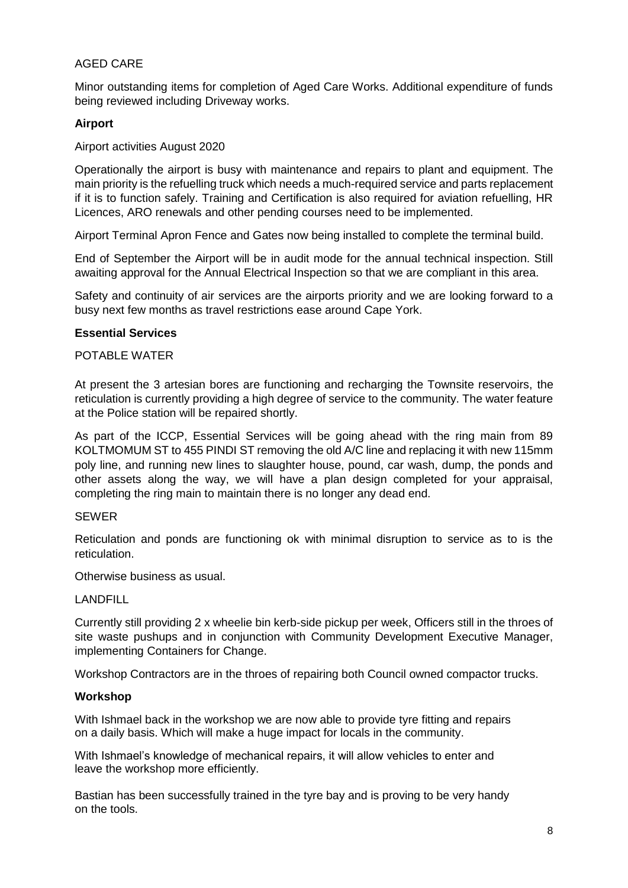AGED CARE

Minor outstanding items for completion of Aged Care Works. Additional expenditure of funds being reviewed including Driveway works.

**Airport**

Airport activities August 2020

Operationally the airport is busy with maintenance and repairs to plant and equipment. The main priority is the refuelling truck which needs a much-required service and parts replacement if it is to function safely. Training and Certification is also required for aviation refuelling, HR Licences, ARO renewals and other pending courses need to be implemented.

Airport Terminal Apron Fence and Gates now being installed to complete the terminal build.

End of September the Airport will be in audit mode for the annual technical inspection. Still awaiting approval for the Annual Electrical Inspection so that we are compliant in this area.

Safety and continuity of air services are the airports priority and we are looking forward to a busy next few months as travel restrictions ease around Cape York.

**Essential Services**

POTABLE WATER

At present the 3 artesian bores are functioning and recharging the Townsite reservoirs, the reticulation is currently providing a high degree of service to the community. The water feature at the Police station will be repaired shortly.

As part of the ICCP, Essential Services will be going ahead with the ring main from 89 KOLTMOMUM ST to 455 PINDI ST removing the old A/C line and replacing it with new 115mm poly line, and running new lines to slaughter house, pound, car wash, dump, the ponds and other assets along the way, we will have a plan design completed for your appraisal, completing the ring main to maintain there is no longer any dead end.

SEWER

Reticulation and ponds are functioning ok with minimal disruption to service as to is the reticulation.

Otherwise business as usual.

LANDFILL

Currently still providing 2 x wheelie bin kerb-side pickup per week, Officers still in the throes of site waste pushups and in conjunction with Community Development Executive Manager, implementing Containers for Change.

Workshop Contractors are in the throes of repairing both Council owned compactor trucks.

**Workshop**

With Ishmael back in the workshop we are now able to provide tyre fitting and repairs on a daily basis. Which will make a huge impact for locals in the community.

With Ishmael's knowledge of mechanical repairs, it will allow vehicles to enter and leave the workshop more efficiently.

Bastian has been successfully trained in the tyre bay and is proving to be very handy on the tools.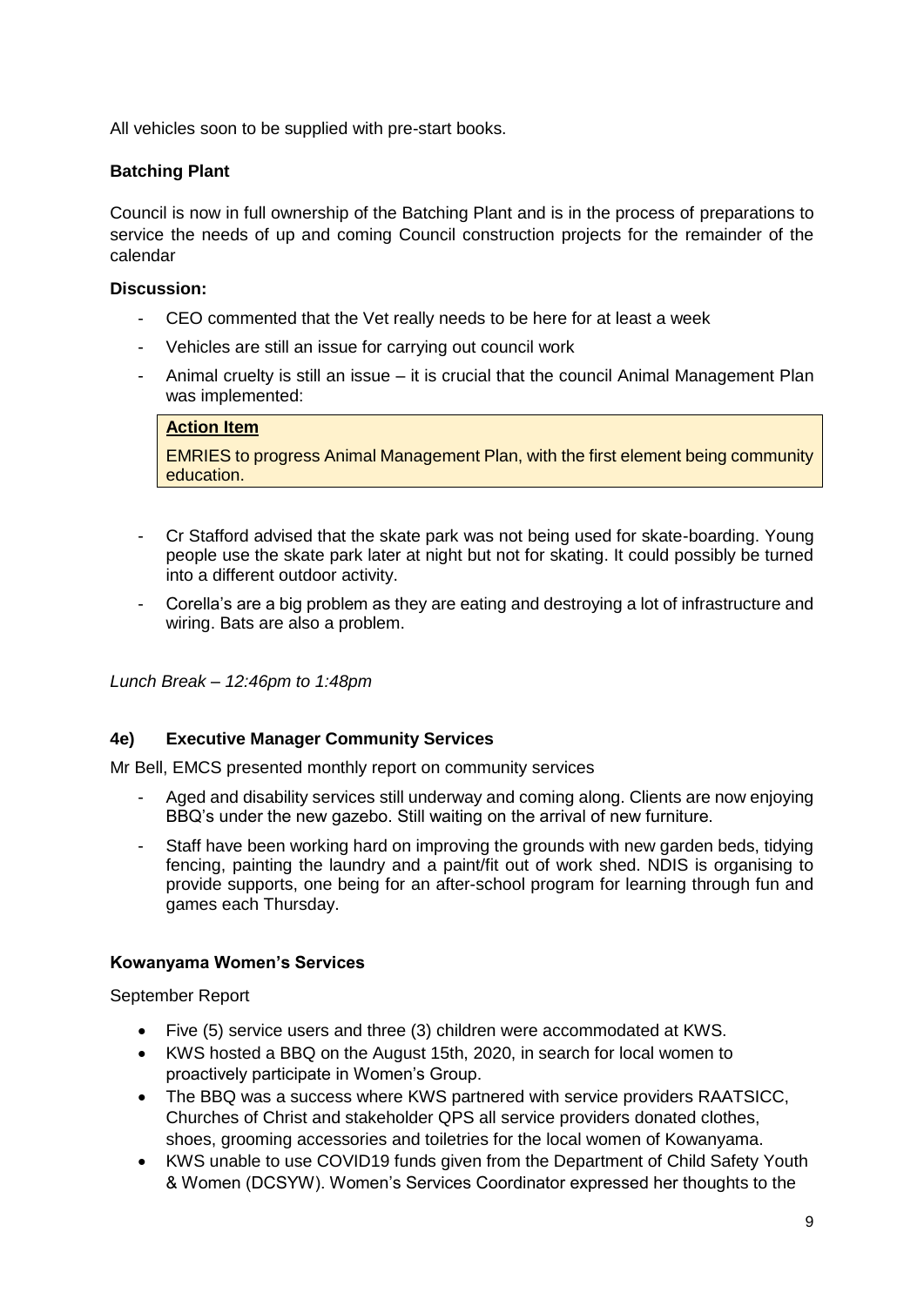All vehicles soon to be supplied with pre-start books.

**Batching Plant**

Council is now in full ownership of the Batching Plant and is in the process of preparations to service the needs of up and coming Council construction projects for the remainder of the calendar

**Discussion:**

- CEO commented that the Vet really needs to be here for at least a week
- Vehicles are still an issue for carrying out council work
- Animal cruelty is still an issue – it is crucial that the council Animal Management Plan was implemented:

> **Action Item**
>
> EMRIES to progress Animal Management Plan, with the first element being community education.

- Cr Stafford advised that the skate park was not being used for skate-boarding. Young people use the skate park later at night but not for skating. It could possibly be turned into a different outdoor activity.
- Corella's are a big problem as they are eating and destroying a lot of infrastructure and wiring. Bats are also a problem.

*Lunch Break – 12:46pm to 1:48pm*

### 4e) Executive Manager Community Services

Mr Bell, EMCS presented monthly report on community services

- Aged and disability services still underway and coming along. Clients are now enjoying BBQ's under the new gazebo. Still waiting on the arrival of new furniture.
- Staff have been working hard on improving the grounds with new garden beds, tidying fencing, painting the laundry and a paint/fit out of work shed. NDIS is organising to provide supports, one being for an after-school program for learning through fun and games each Thursday.

**Kowanyama Women's Services**

September Report

- Five (5) service users and three (3) children were accommodated at KWS.
- KWS hosted a BBQ on the August 15th, 2020, in search for local women to proactively participate in Women's Group.
- The BBQ was a success where KWS partnered with service providers RAATSICC, Churches of Christ and stakeholder QPS all service providers donated clothes, shoes, grooming accessories and toiletries for the local women of Kowanyama.
- KWS unable to use COVID19 funds given from the Department of Child Safety Youth & Women (DCSYW). Women's Services Coordinator expressed her thoughts to the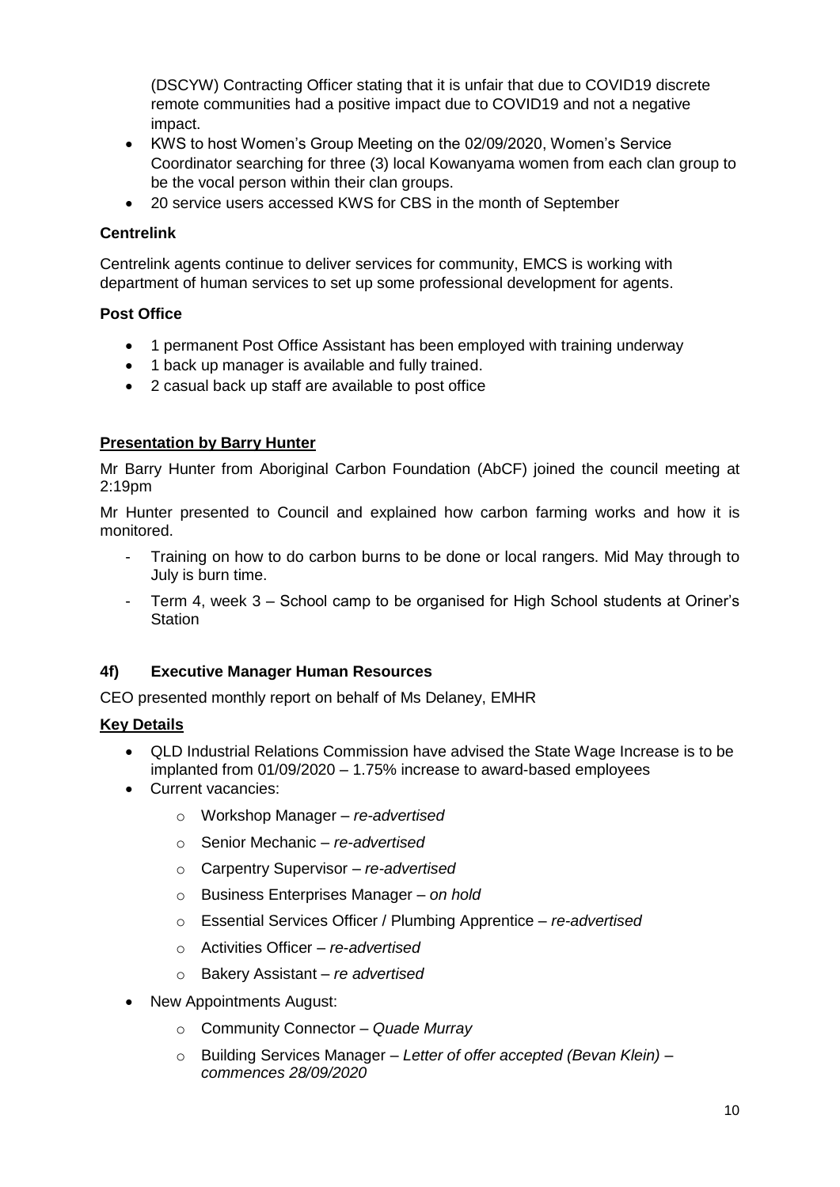(DSCYW) Contracting Officer stating that it is unfair that due to COVID19 discrete remote communities had a positive impact due to COVID19 and not a negative impact.

- KWS to host Women's Group Meeting on the 02/09/2020, Women's Service Coordinator searching for three (3) local Kowanyama women from each clan group to be the vocal person within their clan groups.
- 20 service users accessed KWS for CBS in the month of September

**Centrelink**

Centrelink agents continue to deliver services for community, EMCS is working with department of human services to set up some professional development for agents.

**Post Office**

- 1 permanent Post Office Assistant has been employed with training underway
- 1 back up manager is available and fully trained.
- 2 casual back up staff are available to post office

**Presentation by Barry Hunter**

Mr Barry Hunter from Aboriginal Carbon Foundation (AbCF) joined the council meeting at 2:19pm

Mr Hunter presented to Council and explained how carbon farming works and how it is monitored.

- Training on how to do carbon burns to be done or local rangers. Mid May through to July is burn time.
- Term 4, week 3 – School camp to be organised for High School students at Oriner's Station

## 4f) Executive Manager Human Resources

CEO presented monthly report on behalf of Ms Delaney, EMHR

**Key Details**

- QLD Industrial Relations Commission have advised the State Wage Increase is to be implanted from 01/09/2020 – 1.75% increase to award-based employees
- Current vacancies:
  - Workshop Manager – *re-advertised*
  - Senior Mechanic – *re-advertised*
  - Carpentry Supervisor – *re-advertised*
  - Business Enterprises Manager – *on hold*
  - Essential Services Officer / Plumbing Apprentice – *re-advertised*
  - Activities Officer – *re-advertised*
  - Bakery Assistant – *re advertised*
- New Appointments August:
  - Community Connector – *Quade Murray*
  - Building Services Manager – *Letter of offer accepted (Bevan Klein) – commences 28/09/2020*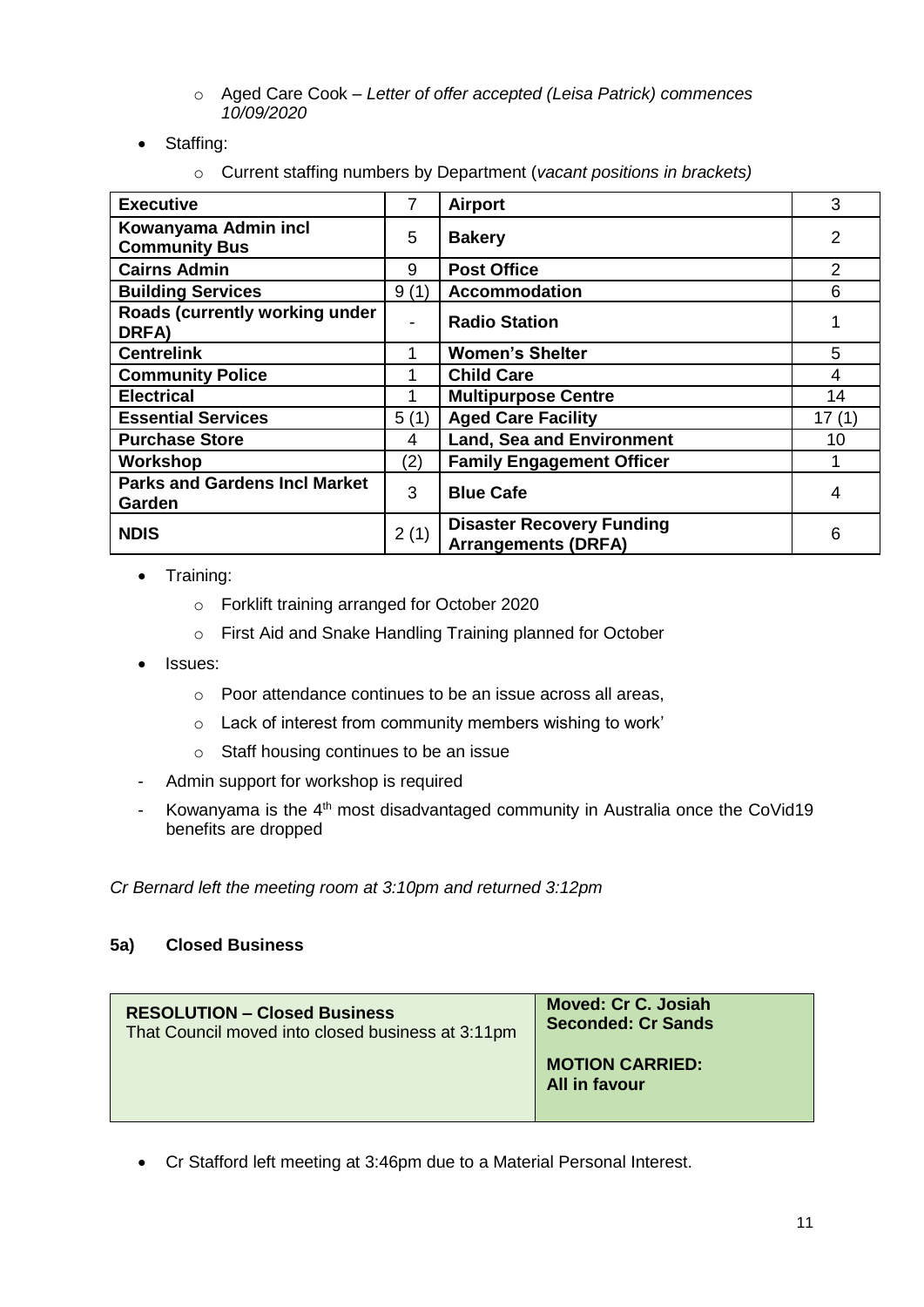- Aged Care Cook – *Letter of offer accepted (Leisa Patrick) commences 10/09/2020*

- Staffing:
  - Current staffing numbers by Department (*vacant positions in brackets)*

| **Executive** | 7 | **Airport** | 3 |
|---|---|---|---|
| **Kowanyama Admin incl Community Bus** | 5 | **Bakery** | 2 |
| **Cairns Admin** | 9 | **Post Office** | 2 |
| **Building Services** | 9 (1) | **Accommodation** | 6 |
| **Roads (currently working under DRFA)** | - | **Radio Station** | 1 |
| **Centrelink** | 1 | **Women's Shelter** | 5 |
| **Community Police** | 1 | **Child Care** | 4 |
| **Electrical** | 1 | **Multipurpose Centre** | 14 |
| **Essential Services** | 5 (1) | **Aged Care Facility** | 17 (1) |
| **Purchase Store** | 4 | **Land, Sea and Environment** | 10 |
| **Workshop** | (2) | **Family Engagement Officer** | 1 |
| **Parks and Gardens Incl Market Garden** | 3 | **Blue Cafe** | 4 |
| **NDIS** | 2 (1) | **Disaster Recovery Funding Arrangements (DRFA)** | 6 |

- Training:
  - Forklift training arranged for October 2020
  - First Aid and Snake Handling Training planned for October

- Issues:
  - Poor attendance continues to be an issue across all areas,
  - Lack of interest from community members wishing to work'
  - Staff housing continues to be an issue

- Admin support for workshop is required
- Kowanyama is the 4th most disadvantaged community in Australia once the CoVid19 benefits are dropped

*Cr Bernard left the meeting room at 3:10pm and returned 3:12pm*

### 5a) Closed Business

| **RESOLUTION – Closed Business**<br>That Council moved into closed business at 3:11pm | **Moved: Cr C. Josiah**<br>**Seconded: Cr Sands**<br><br>**MOTION CARRIED:**<br>**All in favour** |
|---|---|

- Cr Stafford left meeting at 3:46pm due to a Material Personal Interest.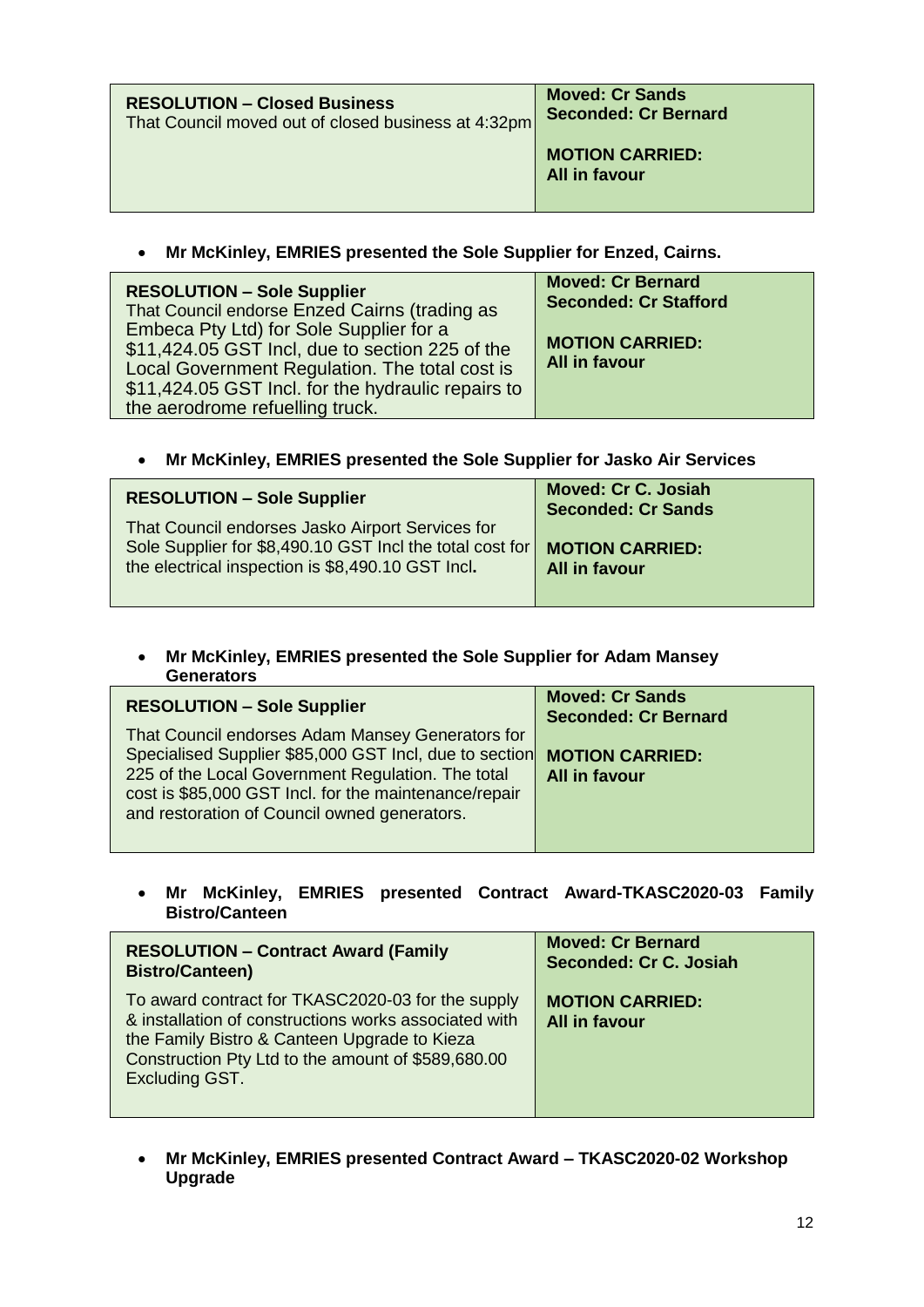| **RESOLUTION – Closed Business**<br>That Council moved out of closed business at 4:32pm | **Moved: Cr Sands**<br>**Seconded: Cr Bernard**<br><br>**MOTION CARRIED:**<br>**All in favour** |
|---|---|

- **Mr McKinley, EMRIES presented the Sole Supplier for Enzed, Cairns.**

| **RESOLUTION – Sole Supplier**<br>That Council endorse Enzed Cairns (trading as Embeca Pty Ltd) for Sole Supplier for a $11,424.05 GST Incl, due to section 225 of the Local Government Regulation. The total cost is $11,424.05 GST Incl. for the hydraulic repairs to the aerodrome refuelling truck. | **Moved: Cr Bernard**<br>**Seconded: Cr Stafford**<br><br>**MOTION CARRIED:**<br>**All in favour** |
|---|---|

- **Mr McKinley, EMRIES presented the Sole Supplier for Jasko Air Services**

| **RESOLUTION – Sole Supplier**<br><br>That Council endorses Jasko Airport Services for Sole Supplier for $8,490.10 GST Incl the total cost for the electrical inspection is $8,490.10 GST Incl**.** | **Moved: Cr C. Josiah**<br>**Seconded: Cr Sands**<br><br>**MOTION CARRIED:**<br>**All in favour** |
|---|---|

- **Mr McKinley, EMRIES presented the Sole Supplier for Adam Mansey Generators**

| **RESOLUTION – Sole Supplier**<br><br>That Council endorses Adam Mansey Generators for Specialised Supplier $85,000 GST Incl, due to section 225 of the Local Government Regulation. The total cost is $85,000 GST Incl. for the maintenance/repair and restoration of Council owned generators. | **Moved: Cr Sands**<br>**Seconded: Cr Bernard**<br><br>**MOTION CARRIED:**<br>**All in favour** |
|---|---|

- **Mr McKinley, EMRIES presented Contract Award-TKASC2020-03 Family Bistro/Canteen**

| **RESOLUTION – Contract Award (Family Bistro/Canteen)**<br><br>To award contract for TKASC2020-03 for the supply & installation of constructions works associated with the Family Bistro & Canteen Upgrade to Kieza Construction Pty Ltd to the amount of $589,680.00 Excluding GST. | **Moved: Cr Bernard**<br>**Seconded: Cr C. Josiah**<br><br>**MOTION CARRIED:**<br>**All in favour** |
|---|---|

- **Mr McKinley, EMRIES presented Contract Award – TKASC2020-02 Workshop Upgrade**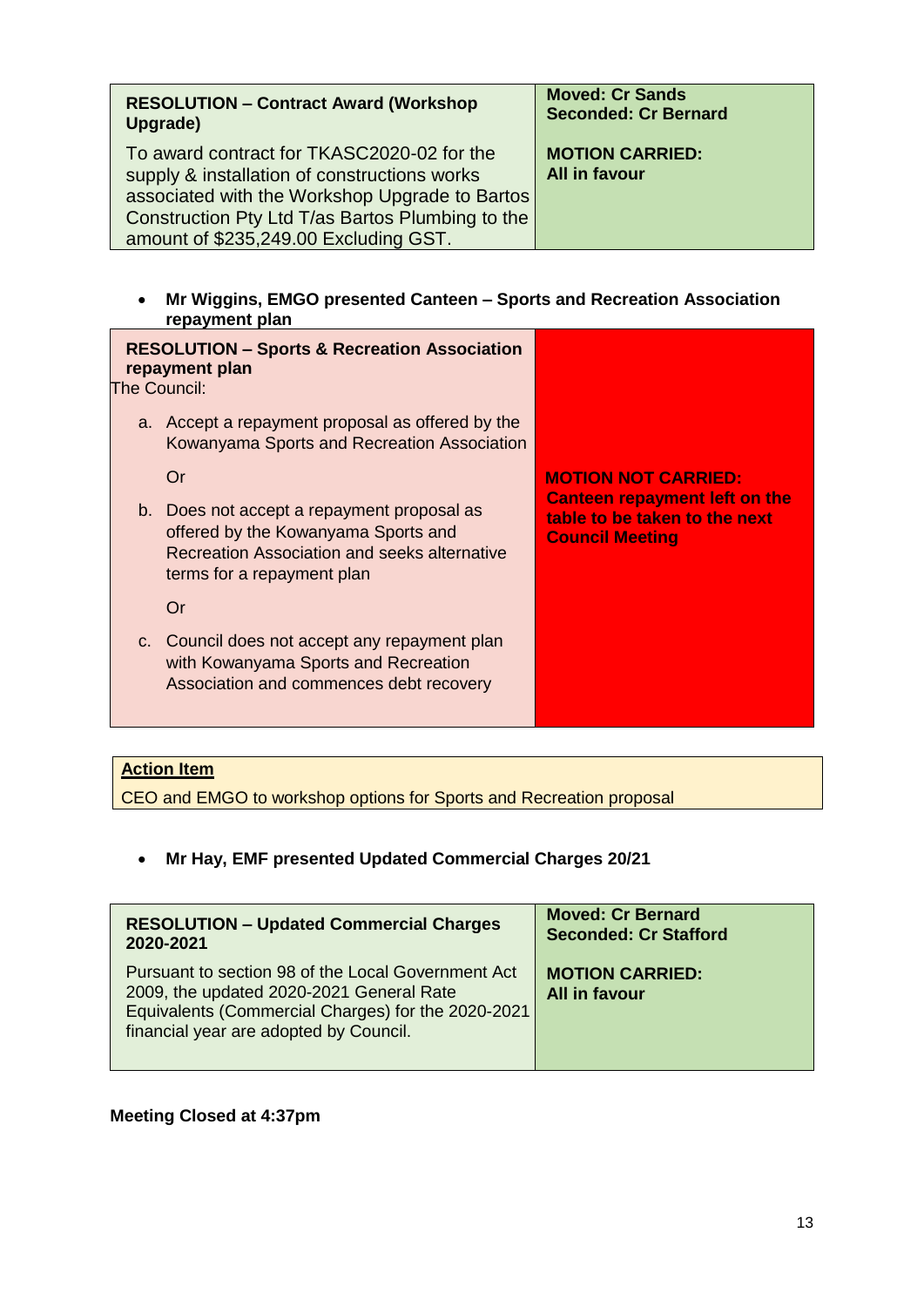| | |
|---|---|
| **RESOLUTION – Contract Award (Workshop Upgrade)**<br>To award contract for TKASC2020-02 for the supply & installation of constructions works associated with the Workshop Upgrade to Bartos Construction Pty Ltd T/as Bartos Plumbing to the amount of $235,249.00 Excluding GST. | **Moved: Cr Sands**<br>**Seconded: Cr Bernard**<br><br>**MOTION CARRIED:**<br>**All in favour** |

- **Mr Wiggins, EMGO presented Canteen – Sports and Recreation Association repayment plan**

| | |
|---|---|
| **RESOLUTION – Sports & Recreation Association repayment plan**<br>The Council:<br>a. Accept a repayment proposal as offered by the Kowanyama Sports and Recreation Association<br>Or<br>b. Does not accept a repayment proposal as offered by the Kowanyama Sports and Recreation Association and seeks alternative terms for a repayment plan<br>Or<br>c. Council does not accept any repayment plan with Kowanyama Sports and Recreation Association and commences debt recovery | **MOTION NOT CARRIED:**<br>**Canteen repayment left on the table to be taken to the next Council Meeting** |

| |
|---|
| **Action Item**<br>CEO and EMGO to workshop options for Sports and Recreation proposal |

- **Mr Hay, EMF presented Updated Commercial Charges 20/21**

| | |
|---|---|
| **RESOLUTION – Updated Commercial Charges 2020-2021**<br>Pursuant to section 98 of the Local Government Act 2009, the updated 2020-2021 General Rate Equivalents (Commercial Charges) for the 2020-2021 financial year are adopted by Council. | **Moved: Cr Bernard**<br>**Seconded: Cr Stafford**<br><br>**MOTION CARRIED:**<br>**All in favour** |

**Meeting Closed at 4:37pm**